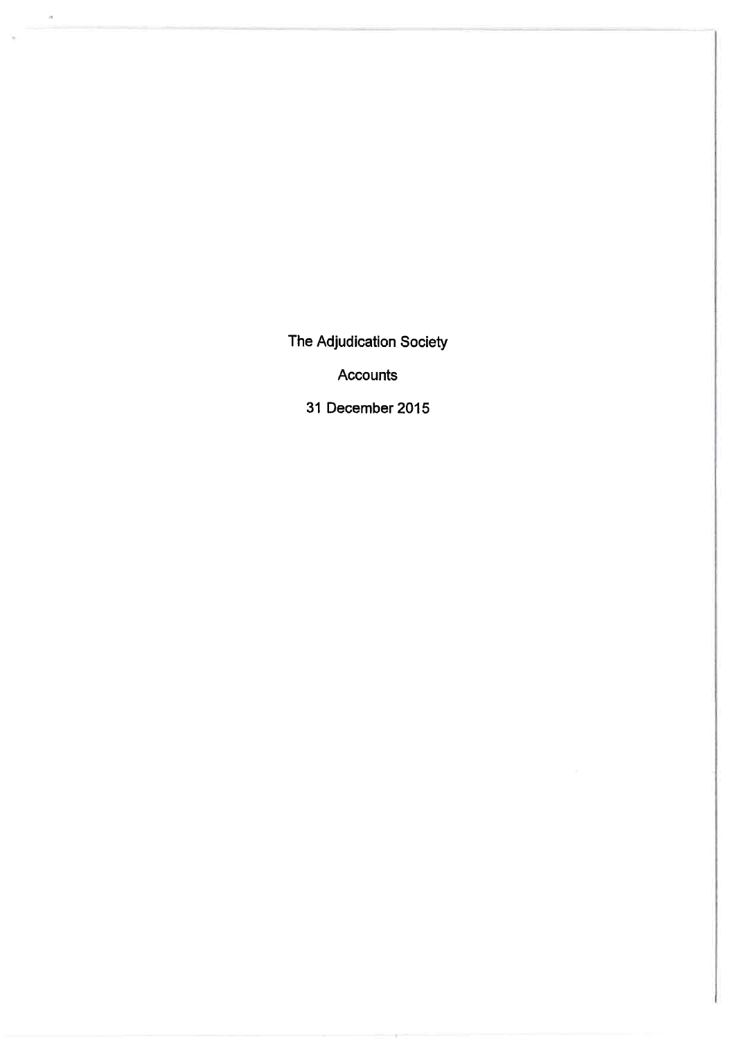# The Adjudication Society

## Accounts

## 31 December 2015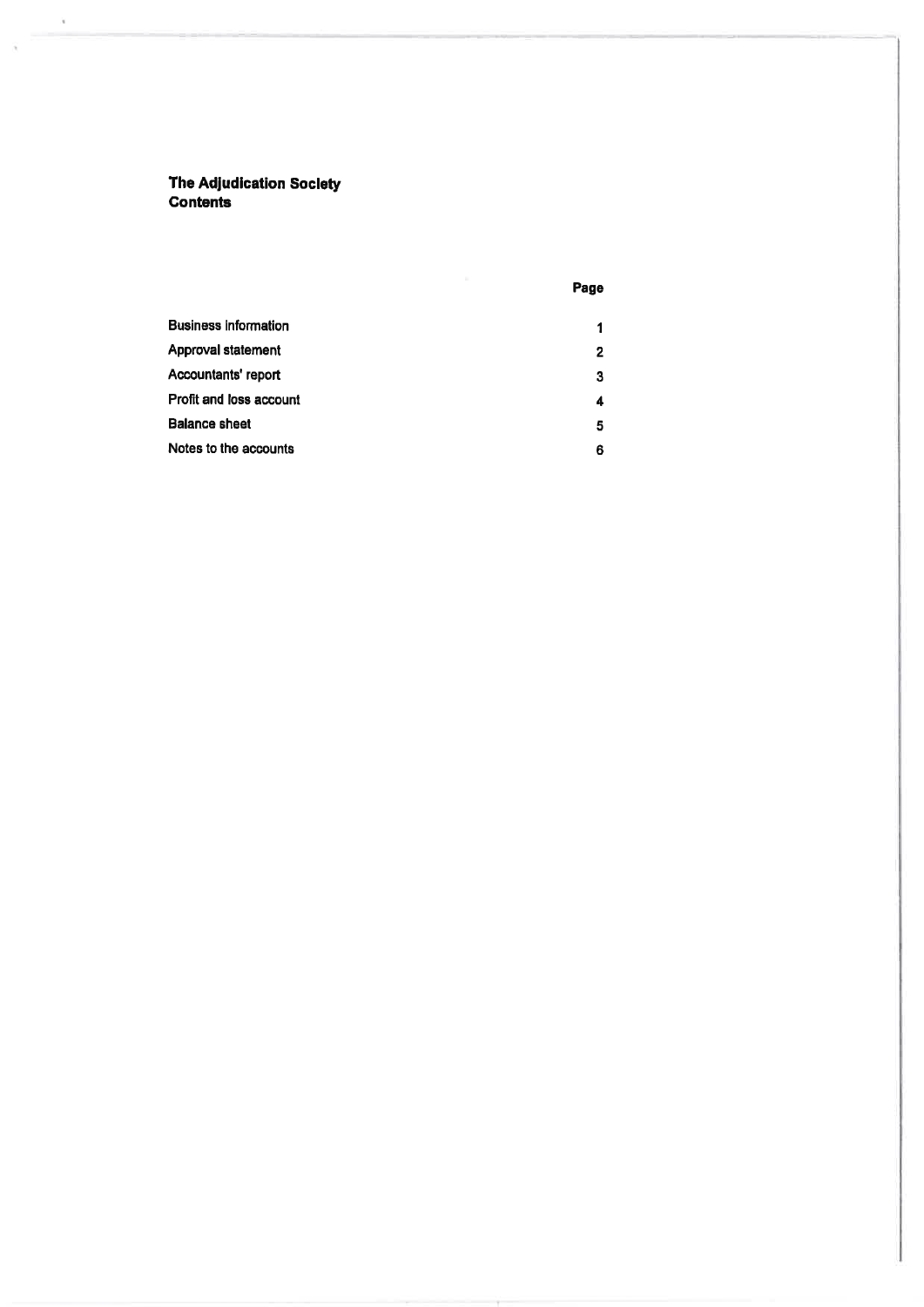**The Adjudication Society**
**Contents**

| | Page |
|---|---|
| Business Information | 1 |
| Approval statement | 2 |
| Accountants' report | 3 |
| Profit and loss account | 4 |
| Balance sheet | 5 |
| Notes to the accounts | 6 |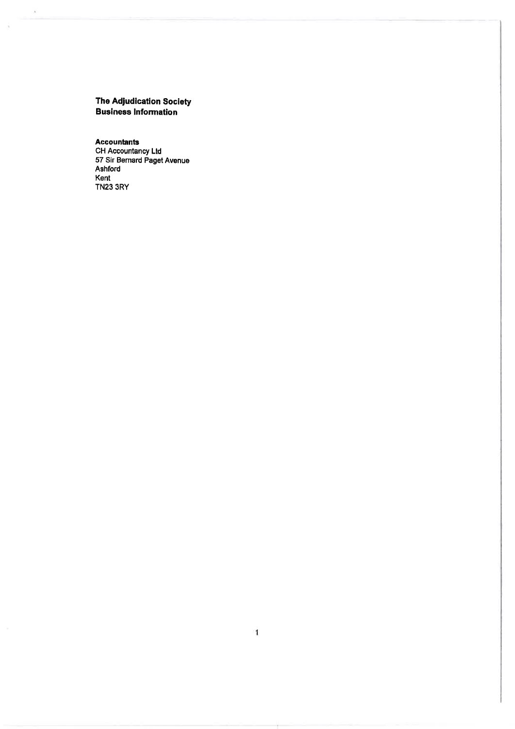**The Adjudication Society**
**Business Information**

**Accountants**
CH Accountancy Ltd
57 Sir Bernard Paget Avenue
Ashford
Kent
TN23 3RY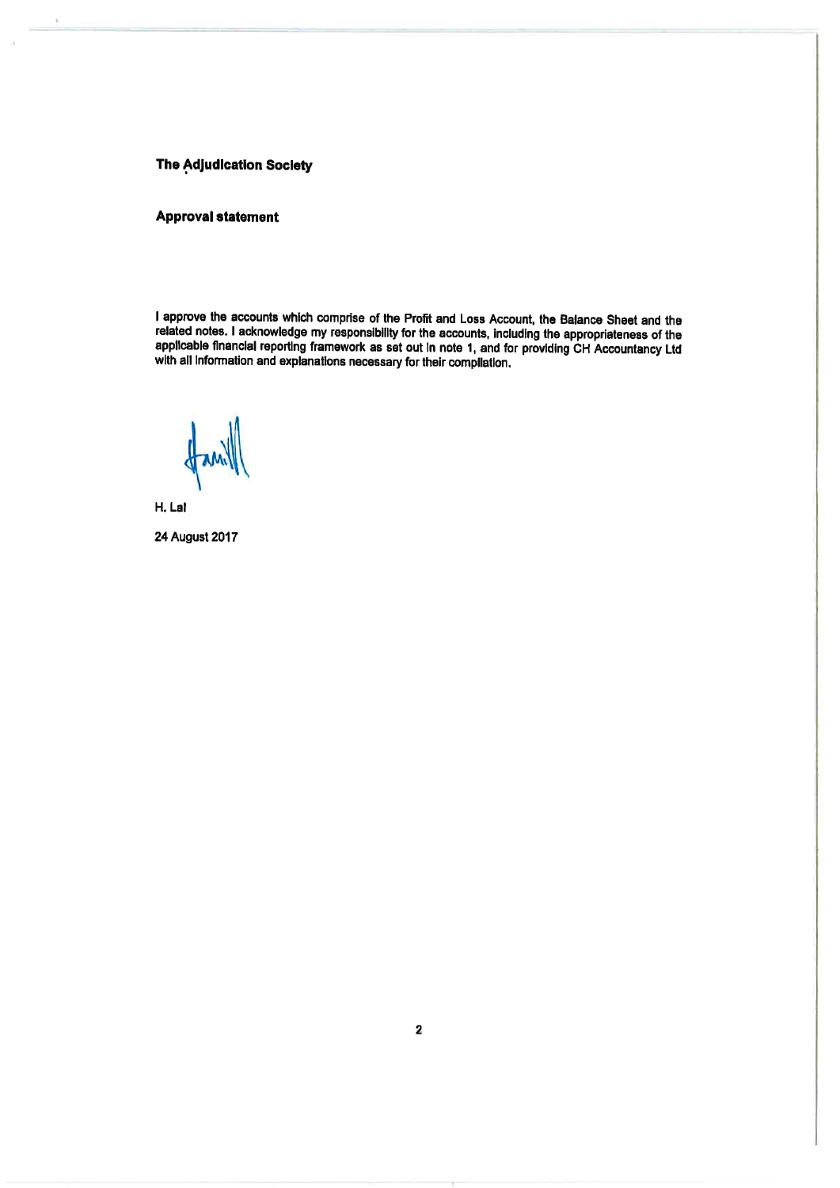**The Adjudication Society**

**Approval statement**

I approve the accounts which comprise of the Profit and Loss Account, the Balance Sheet and the related notes. I acknowledge my responsibility for the accounts, including the appropriateness of the applicable financial reporting framework as set out in note 1, and for providing CH Accountancy Ltd with all information and explanations necessary for their compilation.

H. Lal

24 August 2017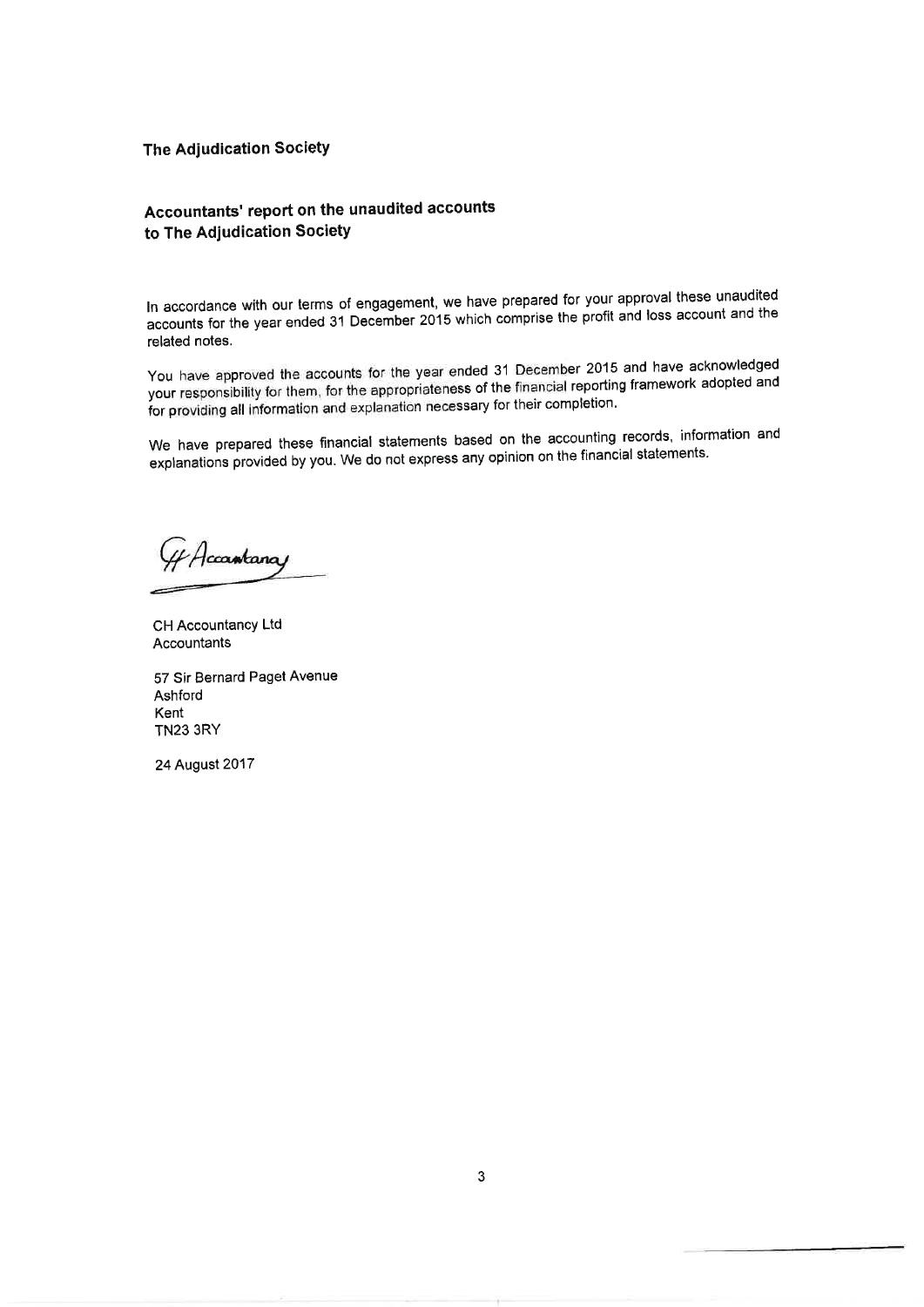**The Adjudication Society**

## Accountants' report on the unaudited accounts to The Adjudication Society

In accordance with our terms of engagement, we have prepared for your approval these unaudited accounts for the year ended 31 December 2015 which comprise the profit and loss account and the related notes.

You have approved the accounts for the year ended 31 December 2015 and have acknowledged your responsibility for them, for the appropriateness of the financial reporting framework adopted and for providing all information and explanation necessary for their completion.

We have prepared these financial statements based on the accounting records, information and explanations provided by you. We do not express any opinion on the financial statements.

CH Accountancy

CH Accountancy Ltd
Accountants

57 Sir Bernard Paget Avenue
Ashford
Kent
TN23 3RY

24 August 2017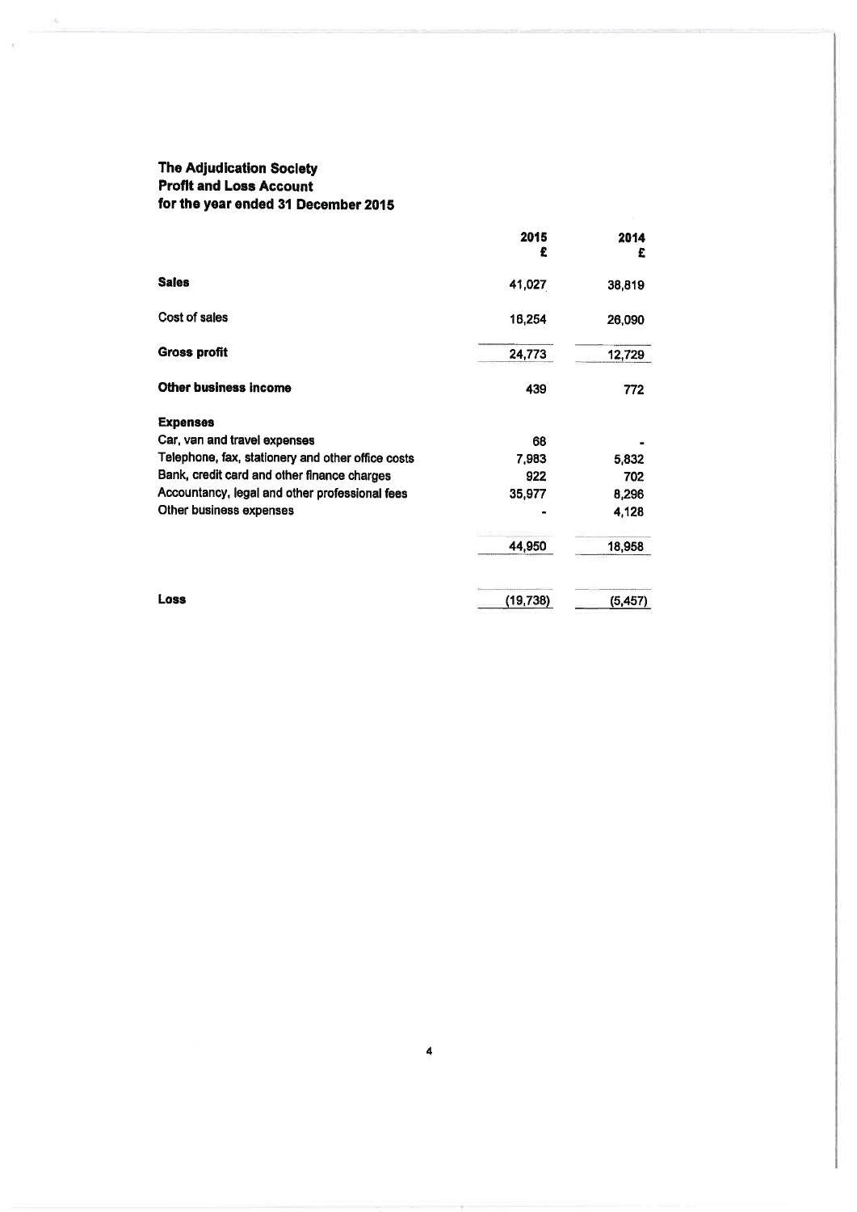**The Adjudication Society**
**Profit and Loss Account**
**for the year ended 31 December 2015**

| | 2015 £ | 2014 £ |
|---|---|---|
| **Sales** | 41,027 | 38,819 |
| Cost of sales | 16,254 | 26,090 |
| **Gross profit** | 24,773 | 12,729 |
| **Other business income** | 439 | 772 |
| **Expenses** | | |
| Car, van and travel expenses | 68 | - |
| Telephone, fax, stationery and other office costs | 7,983 | 5,832 |
| Bank, credit card and other finance charges | 922 | 702 |
| Accountancy, legal and other professional fees | 35,977 | 8,296 |
| Other business expenses | - | 4,128 |
| | 44,950 | 18,958 |
| **Loss** | (19,738) | (5,457) |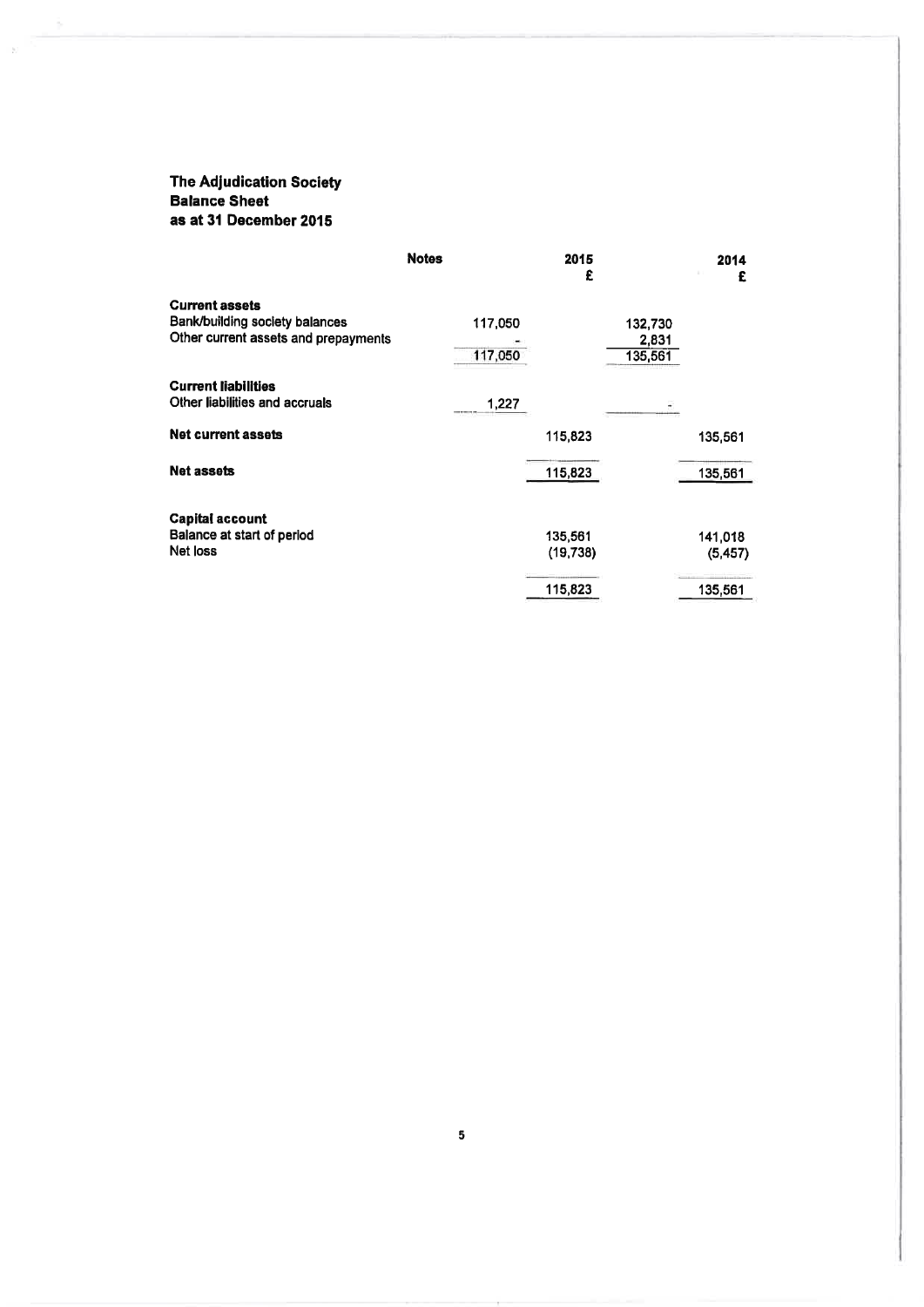**The Adjudication Society**
**Balance Sheet**
**as at 31 December 2015**

| | Notes | | 2015 £ | | 2014 £ |
|---|---|---|---|---|---|
| **Current assets** | | | | | |
| Bank/building society balances | | 117,050 | | 132,730 | |
| Other current assets and prepayments | | - | | 2,831 | |
| | | 117,050 | | 135,561 | |
| **Current liabilities** | | | | | |
| Other liabilities and accruals | | 1,227 | | - | |
| **Net current assets** | | | 115,823 | | 135,561 |
| **Net assets** | | | 115,823 | | 135,561 |
| **Capital account** | | | | | |
| Balance at start of period | | | 135,561 | | 141,018 |
| Net loss | | | (19,738) | | (5,457) |
| | | | 115,823 | | 135,561 |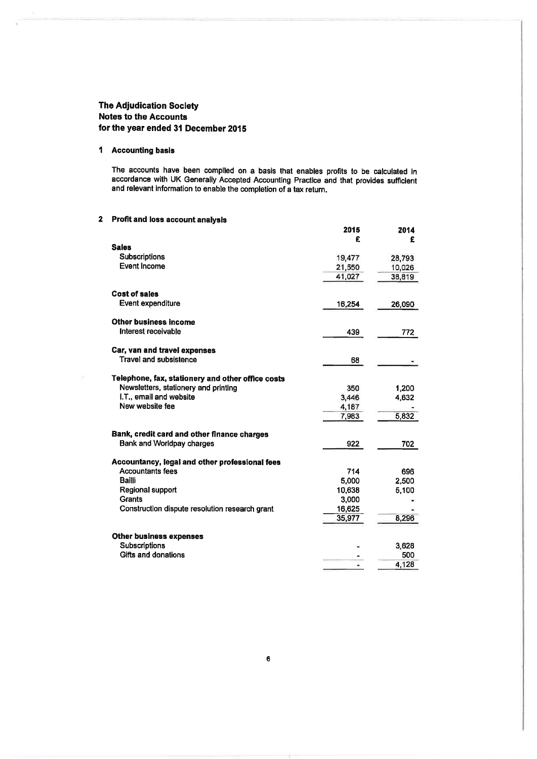**The Adjudication Society**
**Notes to the Accounts**
**for the year ended 31 December 2015**

## 1 Accounting basis

The accounts have been compiled on a basis that enables profits to be calculated in accordance with UK Generally Accepted Accounting Practice and that provides sufficient and relevant information to enable the completion of a tax return.

## 2 Profit and loss account analysis

| | 2015 | 2014 |
|---|---|---|
| | £ | £ |
| **Sales** | | |
| Subscriptions | 19,477 | 28,793 |
| Event income | 21,550 | 10,026 |
| | 41,027 | 38,819 |
| **Cost of sales** | | |
| Event expenditure | 16,254 | 26,090 |
| **Other business income** | | |
| Interest receivable | 439 | 772 |
| **Car, van and travel expenses** | | |
| Travel and subsistence | 68 | - |
| **Telephone, fax, stationery and other office costs** | | |
| Newsletters, stationery and printing | 350 | 1,200 |
| I.T., email and website | 3,446 | 4,632 |
| New website fee | 4,187 | - |
| | 7,983 | 5,832 |
| **Bank, credit card and other finance charges** | | |
| Bank and Worldpay charges | 922 | 702 |
| **Accountancy, legal and other professional fees** | | |
| Accountants fees | 714 | 696 |
| Bailli | 5,000 | 2,500 |
| Regional support | 10,638 | 5,100 |
| Grants | 3,000 | - |
| Construction dispute resolution research grant | 16,625 | - |
| | 35,977 | 8,296 |
| **Other business expenses** | | |
| Subscriptions | - | 3,628 |
| Gifts and donations | - | 500 |
| | - | 4,128 |